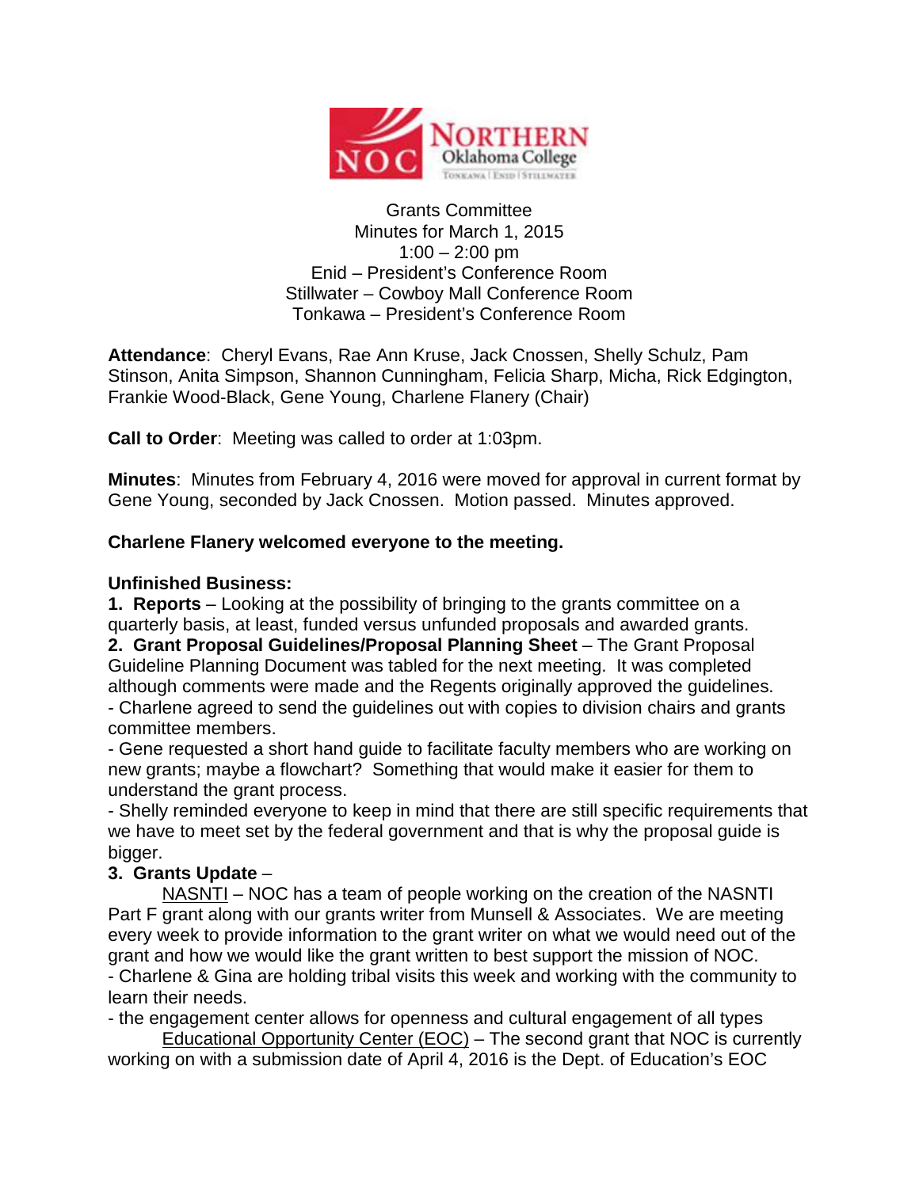Grants Committee
Minutes for March 1, 2015
1:00 – 2:00 pm
Enid – President's Conference Room
Stillwater – Cowboy Mall Conference Room
Tonkawa – President's Conference Room

**Attendance**: Cheryl Evans, Rae Ann Kruse, Jack Cnossen, Shelly Schulz, Pam Stinson, Anita Simpson, Shannon Cunningham, Felicia Sharp, Micha, Rick Edgington, Frankie Wood-Black, Gene Young, Charlene Flanery (Chair)

**Call to Order**: Meeting was called to order at 1:03pm.

**Minutes**: Minutes from February 4, 2016 were moved for approval in current format by Gene Young, seconded by Jack Cnossen. Motion passed. Minutes approved.

**Charlene Flanery welcomed everyone to the meeting.**

**Unfinished Business:**

**1. Reports** – Looking at the possibility of bringing to the grants committee on a quarterly basis, at least, funded versus unfunded proposals and awarded grants.

**2. Grant Proposal Guidelines/Proposal Planning Sheet** – The Grant Proposal Guideline Planning Document was tabled for the next meeting. It was completed although comments were made and the Regents originally approved the guidelines.

- Charlene agreed to send the guidelines out with copies to division chairs and grants committee members.
- Gene requested a short hand guide to facilitate faculty members who are working on new grants; maybe a flowchart? Something that would make it easier for them to understand the grant process.
- Shelly reminded everyone to keep in mind that there are still specific requirements that we have to meet set by the federal government and that is why the proposal guide is bigger.

**3. Grants Update** –

NASNTI – NOC has a team of people working on the creation of the NASNTI Part F grant along with our grants writer from Munsell & Associates. We are meeting every week to provide information to the grant writer on what we would need out of the grant and how we would like the grant written to best support the mission of NOC.

- Charlene & Gina are holding tribal visits this week and working with the community to learn their needs.
- the engagement center allows for openness and cultural engagement of all types

Educational Opportunity Center (EOC) – The second grant that NOC is currently working on with a submission date of April 4, 2016 is the Dept. of Education's EOC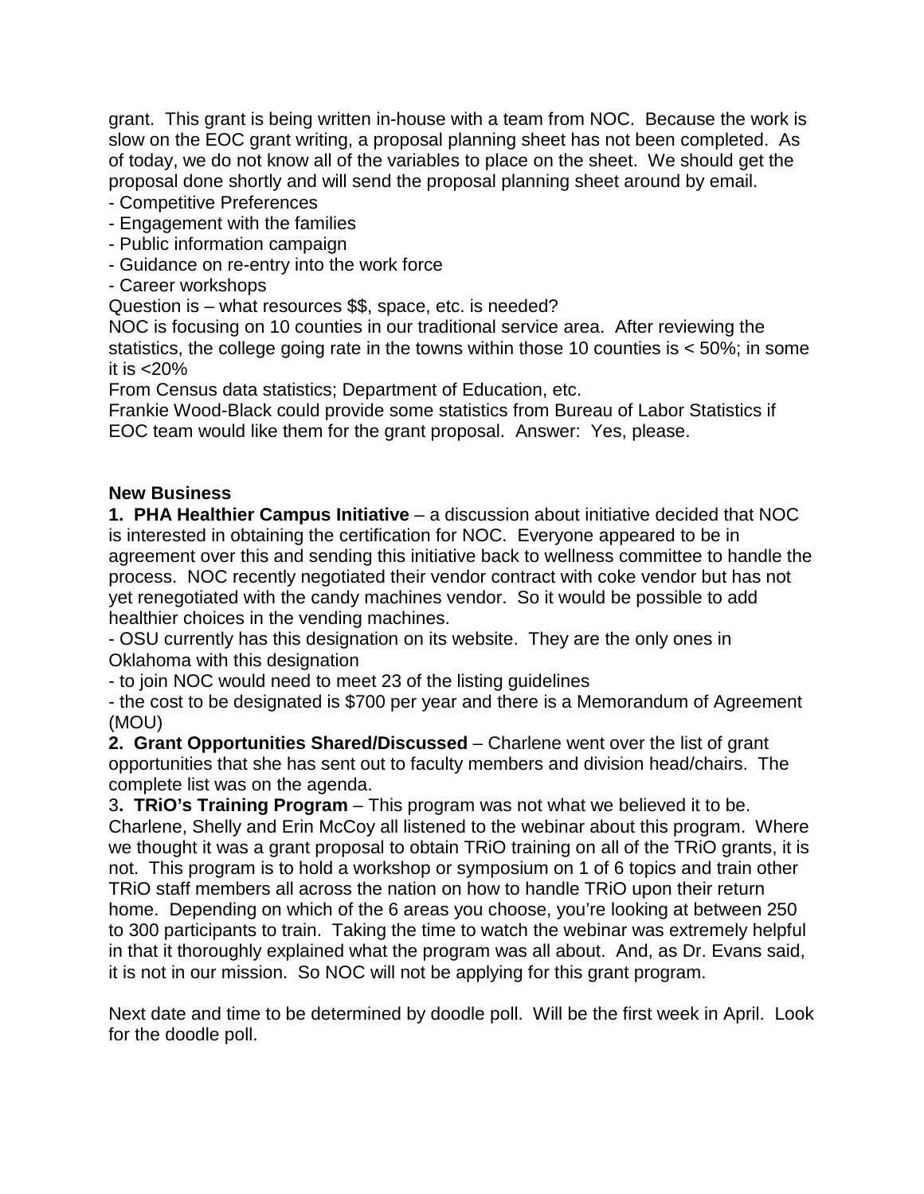grant. This grant is being written in-house with a team from NOC. Because the work is slow on the EOC grant writing, a proposal planning sheet has not been completed. As of today, we do not know all of the variables to place on the sheet. We should get the proposal done shortly and will send the proposal planning sheet around by email.

- Competitive Preferences
- Engagement with the families
- Public information campaign
- Guidance on re-entry into the work force
- Career workshops

Question is – what resources $$, space, etc. is needed?

NOC is focusing on 10 counties in our traditional service area. After reviewing the statistics, the college going rate in the towns within those 10 counties is < 50%; in some it is <20%

From Census data statistics; Department of Education, etc.

Frankie Wood-Black could provide some statistics from Bureau of Labor Statistics if EOC team would like them for the grant proposal. Answer: Yes, please.

**New Business**

**1. PHA Healthier Campus Initiative** – a discussion about initiative decided that NOC is interested in obtaining the certification for NOC. Everyone appeared to be in agreement over this and sending this initiative back to wellness committee to handle the process. NOC recently negotiated their vendor contract with coke vendor but has not yet renegotiated with the candy machines vendor. So it would be possible to add healthier choices in the vending machines.

- OSU currently has this designation on its website. They are the only ones in Oklahoma with this designation
- to join NOC would need to meet 23 of the listing guidelines
- the cost to be designated is $700 per year and there is a Memorandum of Agreement (MOU)

**2. Grant Opportunities Shared/Discussed** – Charlene went over the list of grant opportunities that she has sent out to faculty members and division head/chairs. The complete list was on the agenda.

3**. TRiO's Training Program** – This program was not what we believed it to be. Charlene, Shelly and Erin McCoy all listened to the webinar about this program. Where we thought it was a grant proposal to obtain TRiO training on all of the TRiO grants, it is not. This program is to hold a workshop or symposium on 1 of 6 topics and train other TRiO staff members all across the nation on how to handle TRiO upon their return home. Depending on which of the 6 areas you choose, you're looking at between 250 to 300 participants to train. Taking the time to watch the webinar was extremely helpful in that it thoroughly explained what the program was all about. And, as Dr. Evans said, it is not in our mission. So NOC will not be applying for this grant program.

Next date and time to be determined by doodle poll. Will be the first week in April. Look for the doodle poll.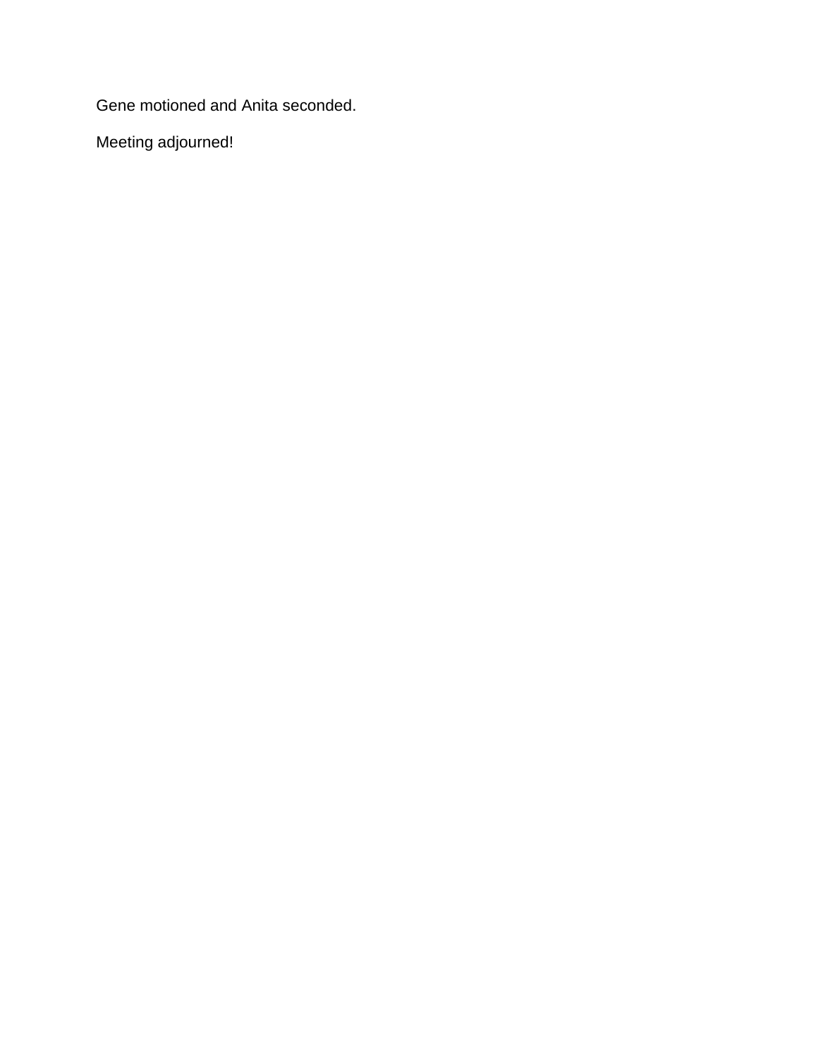Gene motioned and Anita seconded.

Meeting adjourned!